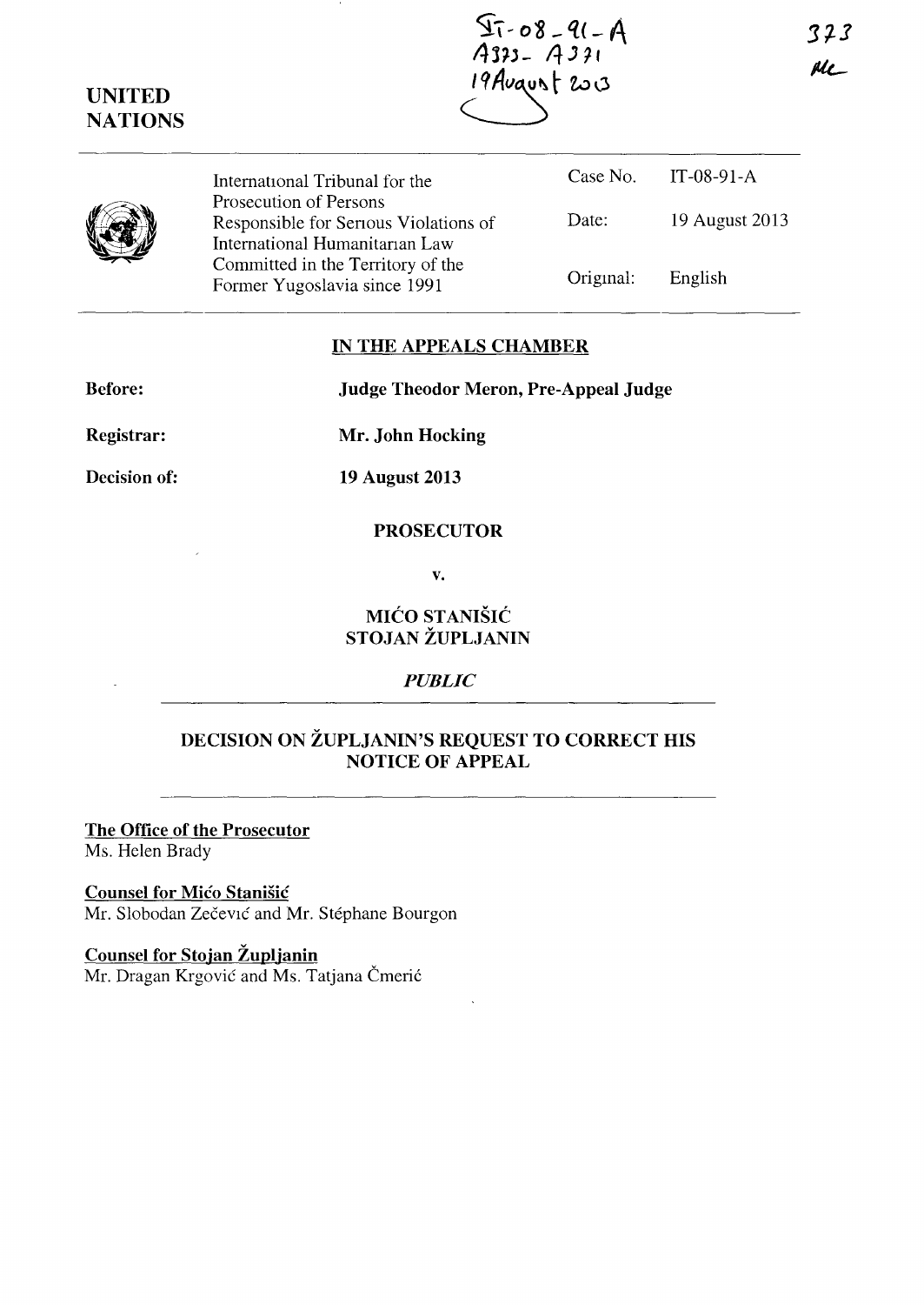IT-08-91-A
A373 - A371
19 August 2013

373

**UNITED NATIONS**

| International Tribunal for the Prosecution of Persons Responsible for Serious Violations of International Humanitarian Law Committed in the Territory of the Former Yugoslavia since 1991 | Case No. | IT-08-91-A |
|---|---|---|
| | Date: | 19 August 2013 |
| | Original: | English |

## IN THE APPEALS CHAMBER

**Before:** **Judge Theodor Meron, Pre-Appeal Judge**

**Registrar:** **Mr. John Hocking**

**Decision of:** **19 August 2013**

**PROSECUTOR**

**v.**

**MIĆO STANIŠIĆ**
**STOJAN ŽUPLJANIN**

***PUBLIC***

## DECISION ON ŽUPLJANIN'S REQUEST TO CORRECT HIS NOTICE OF APPEAL

**The Office of the Prosecutor**
Ms. Helen Brady

**Counsel for Mićo Stanišić**
Mr. Slobodan Zečević and Mr. Stéphane Bourgon

**Counsel for Stojan Župljanin**
Mr. Dragan Krgović and Ms. Tatjana Čmerić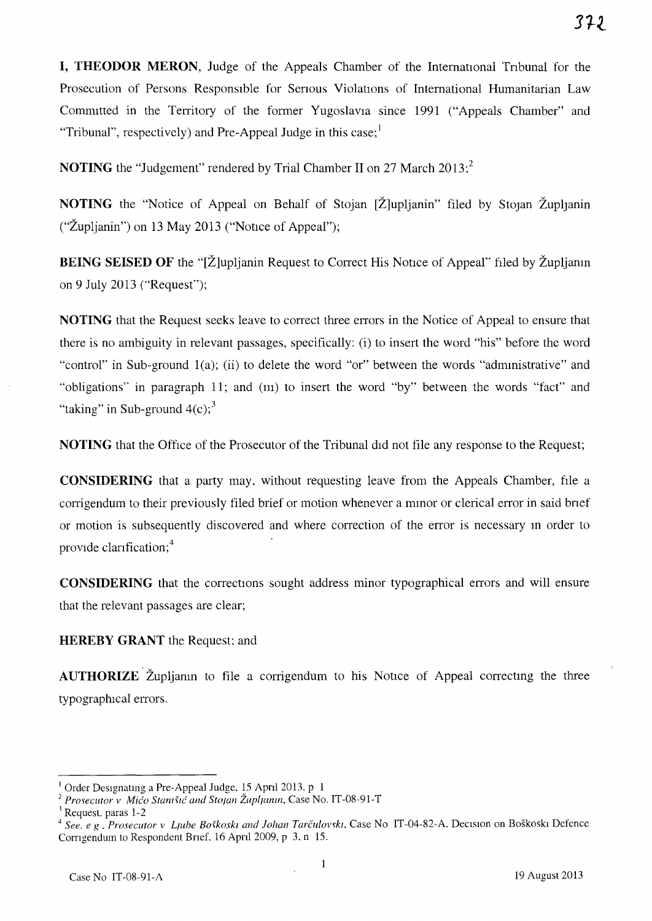**I, THEODOR MERON**, Judge of the Appeals Chamber of the International Tribunal for the Prosecution of Persons Responsible for Serious Violations of International Humanitarian Law Committed in the Territory of the former Yugoslavia since 1991 ("Appeals Chamber" and "Tribunal", respectively) and Pre-Appeal Judge in this case;[1]

**NOTING** the "Judgement" rendered by Trial Chamber II on 27 March 2013;[2]

**NOTING** the "Notice of Appeal on Behalf of Stojan [Ž]upljanin" filed by Stojan Župljanin ("Župljanin") on 13 May 2013 ("Notice of Appeal");

**BEING SEISED OF** the "[Ž]upljanin Request to Correct His Notice of Appeal" filed by Župljanin on 9 July 2013 ("Request");

**NOTING** that the Request seeks leave to correct three errors in the Notice of Appeal to ensure that there is no ambiguity in relevant passages, specifically: (i) to insert the word "his" before the word "control" in Sub-ground 1(a); (ii) to delete the word "or" between the words "administrative" and "obligations" in paragraph 11; and (iii) to insert the word "by" between the words "fact" and "taking" in Sub-ground 4(c);[3]

**NOTING** that the Office of the Prosecutor of the Tribunal did not file any response to the Request;

**CONSIDERING** that a party may, without requesting leave from the Appeals Chamber, file a corrigendum to their previously filed brief or motion whenever a minor or clerical error in said brief or motion is subsequently discovered and where correction of the error is necessary in order to provide clarification;[4]

**CONSIDERING** that the corrections sought address minor typographical errors and will ensure that the relevant passages are clear;

**HEREBY GRANT** the Request; and

**AUTHORIZE** Župljanin to file a corrigendum to his Notice of Appeal correcting the three typographical errors.

---

[1] Order Designating a Pre-Appeal Judge, 15 April 2013, p. 1

[2] *Prosecutor v. Mićo Stanišić and Stojan Župljanin*, Case No. IT-08-91-T

[3] Request, paras 1-2

[4] *See, e.g., Prosecutor v. Ljube Boškoski and Johan Tarčulovski*, Case No. IT-04-82-A, Decision on Boškoski Defence Corrigendum to Respondent Brief, 16 April 2009, p. 3, n. 15.

Case No. IT-08-91-A 19 August 2013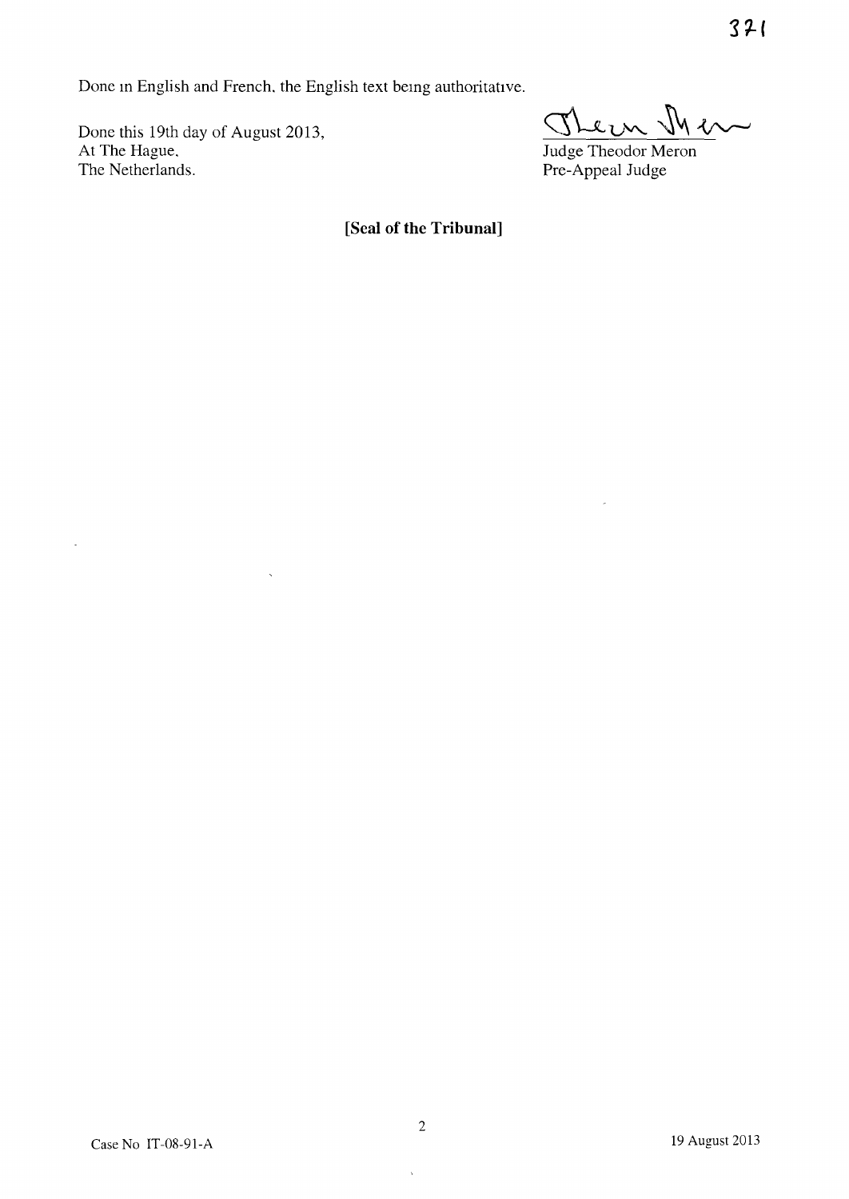Done in English and French, the English text being authoritative.

Done this 19th day of August 2013,
At The Hague,
The Netherlands.

Judge Theodor Meron
Pre-Appeal Judge

**[Seal of the Tribunal]**